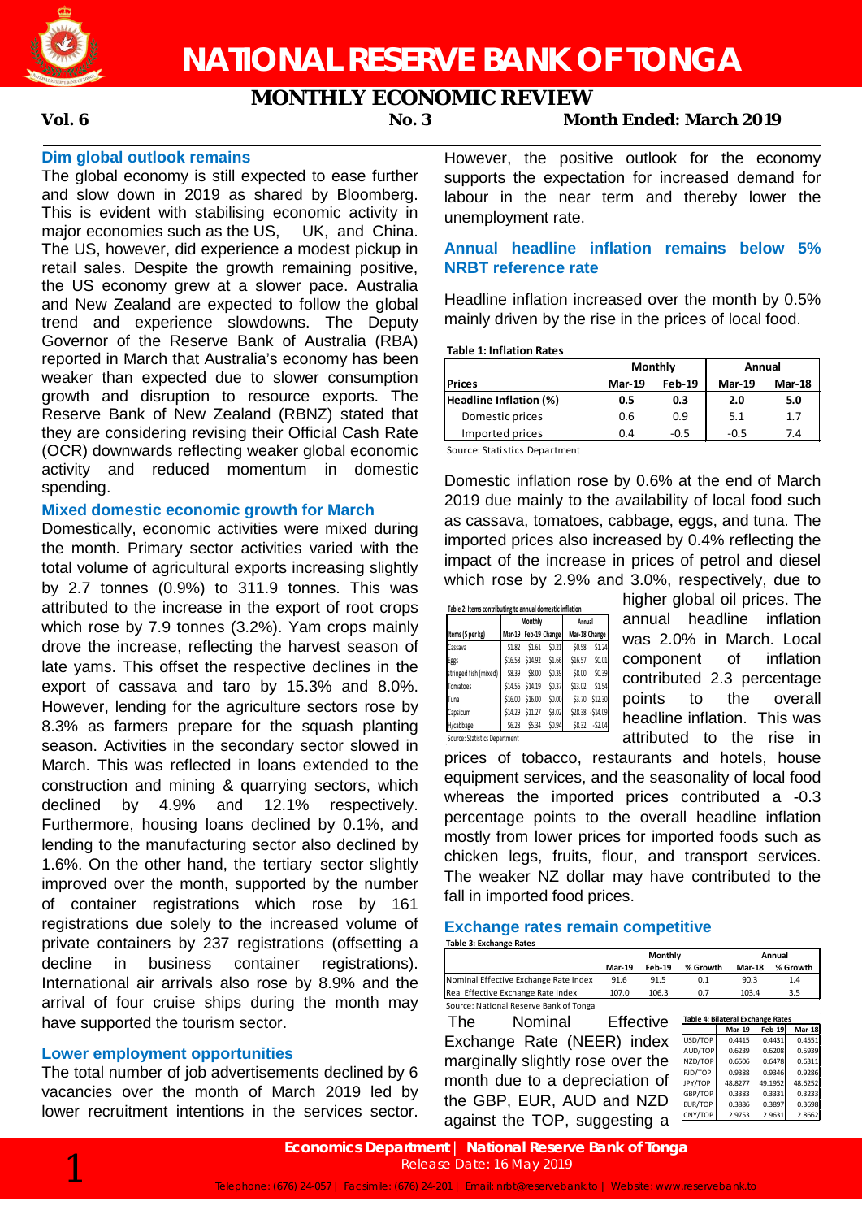# NATIONAL RESERVE BANK OF TONGA

## MONTHLY ECONOMIC REVIEW

**Vol. 6** **No. 3** **Month Ended: March 2019**

### Dim global outlook remains

The global economy is still expected to ease further and slow down in 2019 as shared by Bloomberg. This is evident with stabilising economic activity in major economies such as the US, UK, and China. The US, however, did experience a modest pickup in retail sales. Despite the growth remaining positive, the US economy grew at a slower pace. Australia and New Zealand are expected to follow the global trend and experience slowdowns. The Deputy Governor of the Reserve Bank of Australia (RBA) reported in March that Australia's economy has been weaker than expected due to slower consumption growth and disruption to resource exports. The Reserve Bank of New Zealand (RBNZ) stated that they are considering revising their Official Cash Rate (OCR) downwards reflecting weaker global economic activity and reduced momentum in domestic spending.

### Mixed domestic economic growth for March

Domestically, economic activities were mixed during the month. Primary sector activities varied with the total volume of agricultural exports increasing slightly by 2.7 tonnes (0.9%) to 311.9 tonnes. This was attributed to the increase in the export of root crops which rose by 7.9 tonnes (3.2%). Yam crops mainly drove the increase, reflecting the harvest season of late yams. This offset the respective declines in the export of cassava and taro by 15.3% and 8.0%. However, lending for the agriculture sectors rose by 8.3% as farmers prepare for the squash planting season. Activities in the secondary sector slowed in March. This was reflected in loans extended to the construction and mining & quarrying sectors, which declined by 4.9% and 12.1% respectively. Furthermore, housing loans declined by 0.1%, and lending to the manufacturing sector also declined by 1.6%. On the other hand, the tertiary sector slightly improved over the month, supported by the number of container registrations which rose by 161 registrations due solely to the increased volume of private containers by 237 registrations (offsetting a decline in business container registrations). International air arrivals also rose by 8.9% and the arrival of four cruise ships during the month may have supported the tourism sector.

### Lower employment opportunities

The total number of job advertisements declined by 6 vacancies over the month of March 2019 led by lower recruitment intentions in the services sector. However, the positive outlook for the economy supports the expectation for increased demand for labour in the near term and thereby lower the unemployment rate.

### Annual headline inflation remains below 5% NRBT reference rate

Headline inflation increased over the month by 0.5% mainly driven by the rise in the prices of local food.

**Table 1: Inflation Rates**

| Prices | Monthly | | Annual | |
|---|---|---|---|---|
| | Mar-19 | Feb-19 | Mar-19 | Mar-18 |
| **Headline Inflation (%)** | **0.5** | **0.3** | **2.0** | **5.0** |
| Domestic prices | 0.6 | 0.9 | 5.1 | 1.7 |
| Imported prices | 0.4 | -0.5 | -0.5 | 7.4 |

Source: Statistics Department

Domestic inflation rose by 0.6% at the end of March 2019 due mainly to the availability of local food such as cassava, tomatoes, cabbage, eggs, and tuna. The imported prices also increased by 0.4% reflecting the impact of the increase in prices of petrol and diesel which rose by 2.9% and 3.0%, respectively, due to higher global oil prices. The annual headline inflation was 2.0% in March. Local component of inflation contributed 2.3 percentage points to the overall headline inflation. This was attributed to the rise in prices of tobacco, restaurants and hotels, house equipment services, and the seasonality of local food whereas the imported prices contributed a -0.3 percentage points to the overall headline inflation mostly from lower prices for imported foods such as chicken legs, fruits, flour, and transport services. The weaker NZ dollar may have contributed to the fall in imported food prices.

**Table 2: Items contributing to annual domestic inflation**

| Items ($ per kg) | Monthly | | | Annual | |
|---|---|---|---|---|---|
| | Mar-19 | Feb-19 | Change | Mar-18 | Change |
| Cassava | $1.82 | $1.61 | $0.21 | $0.58 | $1.24 |
| Eggs | $16.58 | $14.92 | $1.66 | $16.57 | $0.01 |
| stringed fish (mixed) | $8.39 | $8.00 | $0.39 | $8.00 | $0.39 |
| Tomatoes | $14.56 | $14.19 | $0.37 | $13.02 | $1.54 |
| Tuna | $16.00 | $16.00 | $0.00 | $3.70 | $12.30 |
| Capsicum | $14.29 | $11.27 | $3.02 | $28.38 | -$14.09 |
| H/cabbage | $6.28 | $5.34 | $0.94 | $8.32 | -$2.04 |

Source: Statistics Department

### Exchange rates remain competitive

**Table 3: Exchange Rates**

| | Monthly | | | Annual | |
|---|---|---|---|---|---|
| | Mar-19 | Feb-19 | % Growth | Mar-18 | % Growth |
| Nominal Effective Exchange Rate Index | 91.6 | 91.5 | 0.1 | 90.3 | 1.4 |
| Real Effective Exchange Rate Index | 107.0 | 106.3 | 0.7 | 103.4 | 3.5 |

Source: National Reserve Bank of Tonga

The Nominal Effective Exchange Rate (NEER) index marginally slightly rose over the month due to a depreciation of the GBP, EUR, AUD and NZD against the TOP, suggesting a

**Table 4: Bilateral Exchange Rates**

| | Mar-19 | Feb-19 | Mar-18 |
|---|---|---|---|
| USD/TOP | 0.4415 | 0.4431 | 0.4551 |
| AUD/TOP | 0.6239 | 0.6208 | 0.5939 |
| NZD/TOP | 0.6506 | 0.6478 | 0.6311 |
| FJD/TOP | 0.9388 | 0.9346 | 0.9286 |
| JPY/TOP | 48.8277 | 49.1952 | 48.6252 |
| GBP/TOP | 0.3383 | 0.3331 | 0.3233 |
| EUR/TOP | 0.3886 | 0.3897 | 0.3698 |
| CNY/TOP | 2.9753 | 2.9631 | 2.8662 |

**Economics Department** | **National Reserve Bank of Tonga**
Release Date: 16 May 2019

Telephone: (676) 24-057 | Facsimile: (676) 24-201 | Email: nrbt@reservebank.to | Website: www.reservebank.to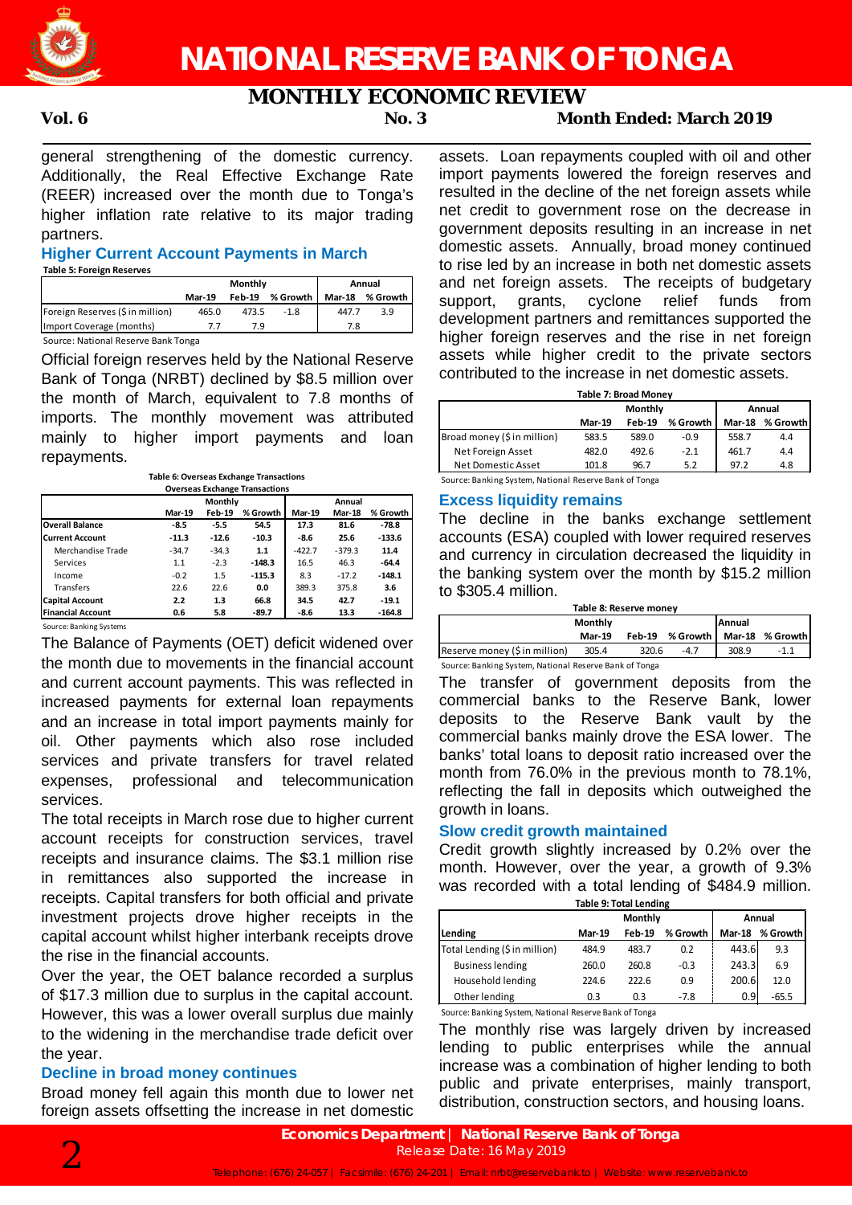general strengthening of the domestic currency. Additionally, the Real Effective Exchange Rate (REER) increased over the month due to Tonga's higher inflation rate relative to its major trading partners.

## Higher Current Account Payments in March

**Table 5: Foreign Reserves**

| | Monthly | | | Annual | |
|---|---|---|---|---|---|
| | Mar-19 | Feb-19 | % Growth | Mar-18 | % Growth |
| Foreign Reserves ($ in million) | 465.0 | 473.5 | -1.8 | 447.7 | 3.9 |
| Import Coverage (months) | 7.7 | 7.9 | | 7.8 | |

Source: National Reserve Bank Tonga

Official foreign reserves held by the National Reserve Bank of Tonga (NRBT) declined by $8.5 million over the month of March, equivalent to 7.8 months of imports. The monthly movement was attributed mainly to higher import payments and loan repayments.

**Table 6: Overseas Exchange Transactions**

| Overseas Exchange Transactions | Monthly | | | Annual | | |
|---|---|---|---|---|---|---|
| | Mar-19 | Feb-19 | % Growth | Mar-19 | Mar-18 | % Growth |
| **Overall Balance** | **-8.5** | **-5.5** | **54.5** | **17.3** | **81.6** | **-78.8** |
| **Current Account** | **-11.3** | **-12.6** | **-10.3** | **-8.6** | **25.6** | **-133.6** |
| Merchandise Trade | -34.7 | -34.3 | **1.1** | -422.7 | -379.3 | **11.4** |
| Services | 1.1 | -2.3 | **-148.3** | 16.5 | 46.3 | **-64.4** |
| Income | -0.2 | 1.5 | **-115.3** | 8.3 | -17.2 | **-148.1** |
| Transfers | 22.6 | 22.6 | **0.0** | 389.3 | 375.8 | **3.6** |
| **Capital Account** | **2.2** | **1.3** | **66.8** | **34.5** | **42.7** | **-19.1** |
| **Financial Account** | **0.6** | **5.8** | **-89.7** | **-8.6** | **13.3** | **-164.8** |

Source: Banking Systems

The Balance of Payments (OET) deficit widened over the month due to movements in the financial account and current account payments. This was reflected in increased payments for external loan repayments and an increase in total import payments mainly for oil. Other payments which also rose included services and private transfers for travel related expenses, professional and telecommunication services.

The total receipts in March rose due to higher current account receipts for construction services, travel receipts and insurance claims. The $3.1 million rise in remittances also supported the increase in receipts. Capital transfers for both official and private investment projects drove higher receipts in the capital account whilst higher interbank receipts drove the rise in the financial accounts.

Over the year, the OET balance recorded a surplus of $17.3 million due to surplus in the capital account. However, this was a lower overall surplus due mainly to the widening in the merchandise trade deficit over the year.

## Decline in broad money continues

Broad money fell again this month due to lower net foreign assets offsetting the increase in net domestic assets. Loan repayments coupled with oil and other import payments lowered the foreign reserves and resulted in the decline of the net foreign assets while net credit to government rose on the decrease in government deposits resulting in an increase in net domestic assets. Annually, broad money continued to rise led by an increase in both net domestic assets and net foreign assets. The receipts of budgetary support, grants, cyclone relief funds from development partners and remittances supported the higher foreign reserves and the rise in net foreign assets while higher credit to the private sectors contributed to the increase in net domestic assets.

**Table 7: Broad Money**

| | Monthly | | | Annual | |
|---|---|---|---|---|---|
| | Mar-19 | Feb-19 | % Growth | Mar-18 | % Growth |
| Broad money ($ in million) | 583.5 | 589.0 | -0.9 | 558.7 | 4.4 |
| Net Foreign Asset | 482.0 | 492.6 | -2.1 | 461.7 | 4.4 |
| Net Domestic Asset | 101.8 | 96.7 | 5.2 | 97.2 | 4.8 |

Source: Banking System, National Reserve Bank of Tonga

## Excess liquidity remains

The decline in the banks exchange settlement accounts (ESA) coupled with lower required reserves and currency in circulation decreased the liquidity in the banking system over the month by $15.2 million to $305.4 million.

**Table 8: Reserve money**

| | Monthly | | | Annual | |
|---|---|---|---|---|---|
| | Mar-19 | Feb-19 | % Growth | Mar-18 | % Growth |
| Reserve money ($ in million) | 305.4 | 320.6 | -4.7 | 308.9 | -1.1 |

Source: Banking System, National Reserve Bank of Tonga

The transfer of government deposits from the commercial banks to the Reserve Bank, lower deposits to the Reserve Bank vault by the commercial banks mainly drove the ESA lower. The banks' total loans to deposit ratio increased over the month from 76.0% in the previous month to 78.1%, reflecting the fall in deposits which outweighed the growth in loans.

## Slow credit growth maintained

Credit growth slightly increased by 0.2% over the month. However, over the year, a growth of 9.3% was recorded with a total lending of $484.9 million.

**Table 9: Total Lending**

| Lending | Monthly | | | Annual | |
|---|---|---|---|---|---|
| | Mar-19 | Feb-19 | % Growth | Mar-18 | % Growth |
| Total Lending ($ in million) | 484.9 | 483.7 | 0.2 | 443.6 | 9.3 |
| Business lending | 260.0 | 260.8 | -0.3 | 243.3 | 6.9 |
| Household lending | 224.6 | 222.6 | 0.9 | 200.6 | 12.0 |
| Other lending | 0.3 | 0.3 | -7.8 | 0.9 | -65.5 |

Source: Banking System, National Reserve Bank of Tonga

The monthly rise was largely driven by increased lending to public enterprises while the annual increase was a combination of higher lending to both public and private enterprises, mainly transport, distribution, construction sectors, and housing loans.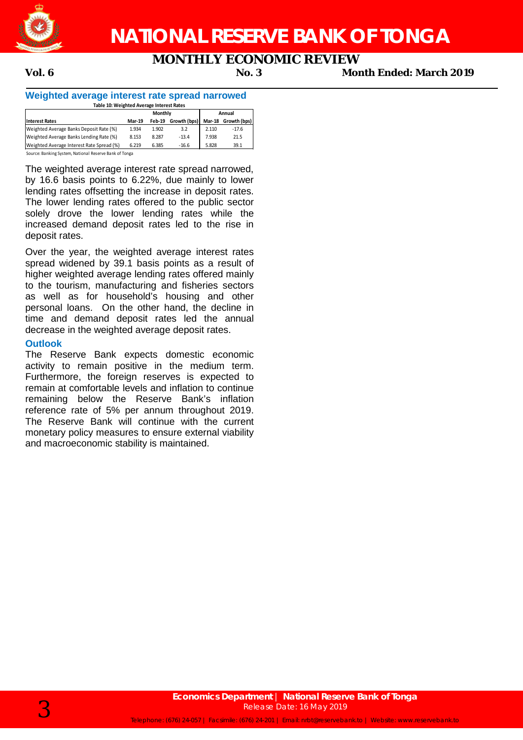## Weighted average interest rate spread narrowed

Table 10: Weighted Average Interest Rates

| | Monthly | | | Annual | |
|---|---|---|---|---|---|
| Interest Rates | Mar-19 | Feb-19 | Growth (bps) | Mar-18 | Growth (bps) |
| Weighted Average Banks Deposit Rate (%) | 1.934 | 1.902 | 3.2 | 2.110 | -17.6 |
| Weighted Average Banks Lending Rate (%) | 8.153 | 8.287 | -13.4 | 7.938 | 21.5 |
| Weighted Average Interest Rate Spread (%) | 6.219 | 6.385 | -16.6 | 5.828 | 39.1 |

Source: Banking System, National Reserve Bank of Tonga

The weighted average interest rate spread narrowed, by 16.6 basis points to 6.22%, due mainly to lower lending rates offsetting the increase in deposit rates. The lower lending rates offered to the public sector solely drove the lower lending rates while the increased demand deposit rates led to the rise in deposit rates.

Over the year, the weighted average interest rates spread widened by 39.1 basis points as a result of higher weighted average lending rates offered mainly to the tourism, manufacturing and fisheries sectors as well as for household's housing and other personal loans. On the other hand, the decline in time and demand deposit rates led the annual decrease in the weighted average deposit rates.

### Outlook

The Reserve Bank expects domestic economic activity to remain positive in the medium term. Furthermore, the foreign reserves is expected to remain at comfortable levels and inflation to continue remaining below the Reserve Bank's inflation reference rate of 5% per annum throughout 2019. The Reserve Bank will continue with the current monetary policy measures to ensure external viability and macroeconomic stability is maintained.

**Economics Department | National Reserve Bank of Tonga**
Release Date: 16 May 2019

Telephone: (676) 24-057 | Facsimile: (676) 24-201 | Email: nrbt@reservebank.to | Website: www.reservebank.to